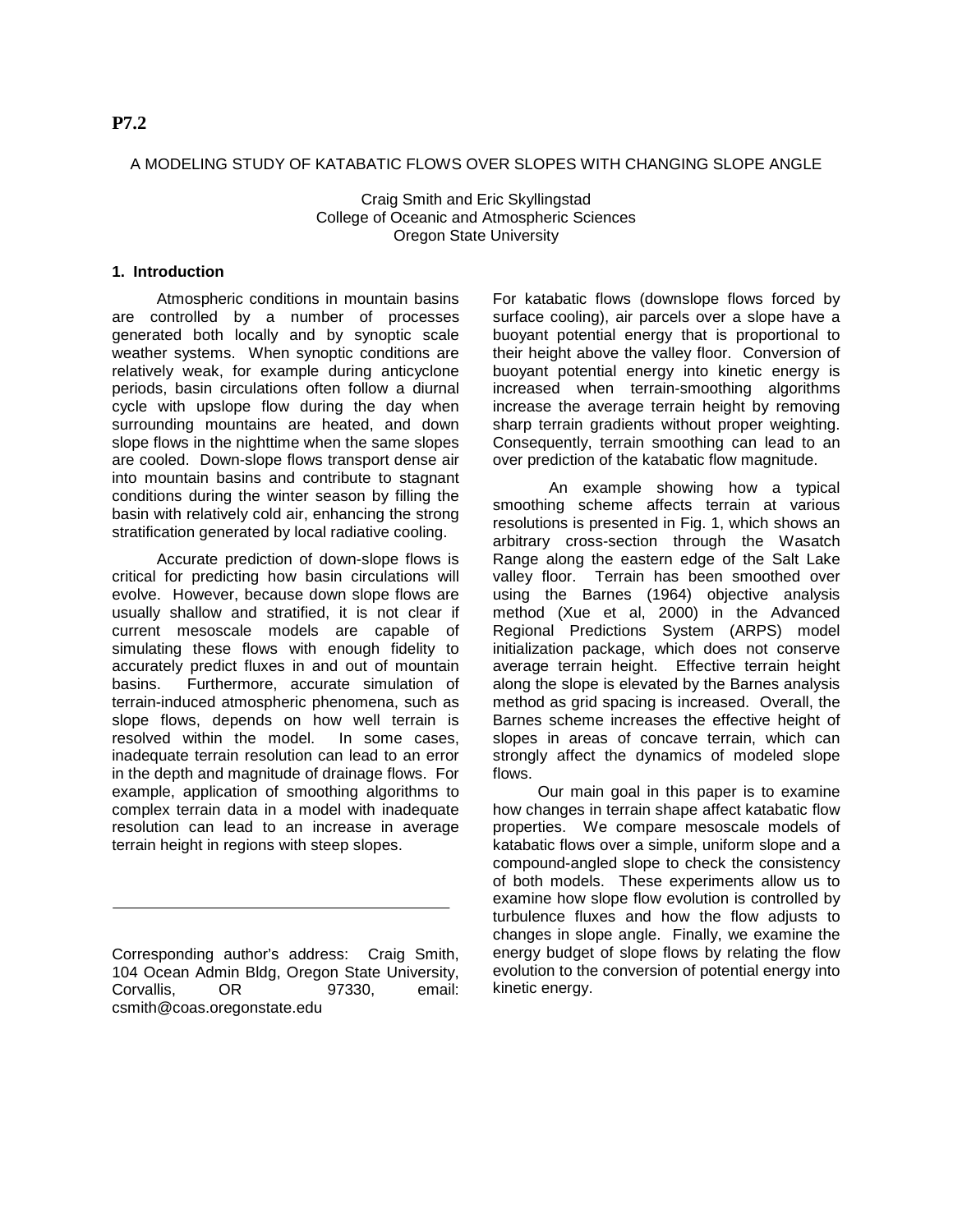**P7.2**

# A MODELING STUDY OF KATABATIC FLOWS OVER SLOPES WITH CHANGING SLOPE ANGLE

Craig Smith and Eric Skyllingstad
College of Oceanic and Atmospheric Sciences
Oregon State University

## 1. Introduction

Atmospheric conditions in mountain basins are controlled by a number of processes generated both locally and by synoptic scale weather systems. When synoptic conditions are relatively weak, for example during anticyclone periods, basin circulations often follow a diurnal cycle with upslope flow during the day when surrounding mountains are heated, and down slope flows in the nighttime when the same slopes are cooled. Down-slope flows transport dense air into mountain basins and contribute to stagnant conditions during the winter season by filling the basin with relatively cold air, enhancing the strong stratification generated by local radiative cooling.

Accurate prediction of down-slope flows is critical for predicting how basin circulations will evolve. However, because down slope flows are usually shallow and stratified, it is not clear if current mesoscale models are capable of simulating these flows with enough fidelity to accurately predict fluxes in and out of mountain basins. Furthermore, accurate simulation of terrain-induced atmospheric phenomena, such as slope flows, depends on how well terrain is resolved within the model. In some cases, inadequate terrain resolution can lead to an error in the depth and magnitude of drainage flows. For example, application of smoothing algorithms to complex terrain data in a model with inadequate resolution can lead to an increase in average terrain height in regions with steep slopes.

For katabatic flows (downslope flows forced by surface cooling), air parcels over a slope have a buoyant potential energy that is proportional to their height above the valley floor. Conversion of buoyant potential energy into kinetic energy is increased when terrain-smoothing algorithms increase the average terrain height by removing sharp terrain gradients without proper weighting. Consequently, terrain smoothing can lead to an over prediction of the katabatic flow magnitude.

An example showing how a typical smoothing scheme affects terrain at various resolutions is presented in Fig. 1, which shows an arbitrary cross-section through the Wasatch Range along the eastern edge of the Salt Lake valley floor. Terrain has been smoothed over using the Barnes (1964) objective analysis method (Xue et al, 2000) in the Advanced Regional Predictions System (ARPS) model initialization package, which does not conserve average terrain height. Effective terrain height along the slope is elevated by the Barnes analysis method as grid spacing is increased. Overall, the Barnes scheme increases the effective height of slopes in areas of concave terrain, which can strongly affect the dynamics of modeled slope flows.

Our main goal in this paper is to examine how changes in terrain shape affect katabatic flow properties. We compare mesoscale models of katabatic flows over a simple, uniform slope and a compound-angled slope to check the consistency of both models. These experiments allow us to examine how slope flow evolution is controlled by turbulence fluxes and how the flow adjusts to changes in slope angle. Finally, we examine the energy budget of slope flows by relating the flow evolution to the conversion of potential energy into kinetic energy.

---

Corresponding author's address: Craig Smith, 104 Ocean Admin Bldg, Oregon State University, Corvallis, OR 97330, email: csmith@coas.oregonstate.edu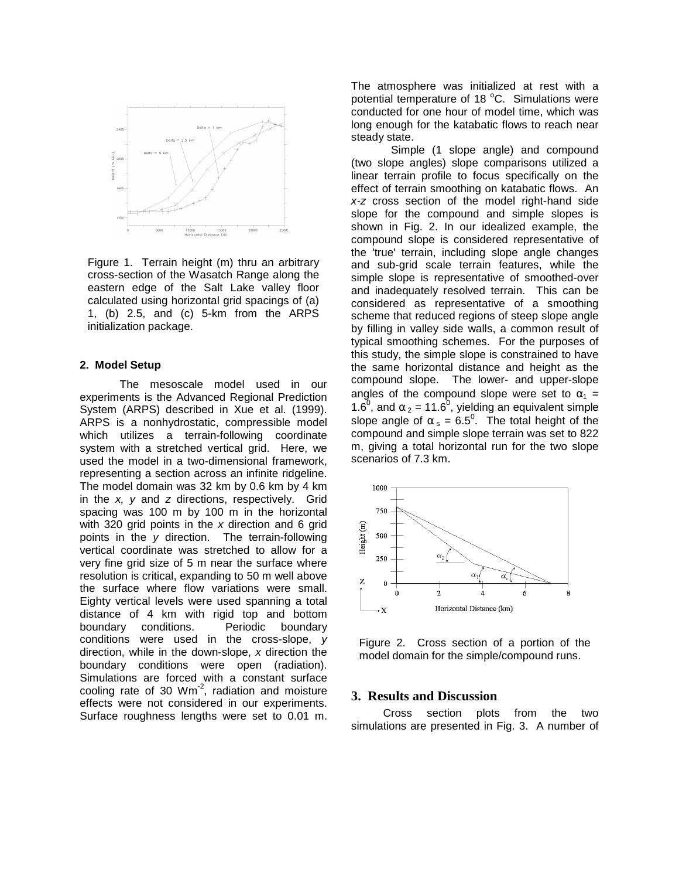Figure 1. Terrain height (m) thru an arbitrary cross-section of the Wasatch Range along the eastern edge of the Salt Lake valley floor calculated using horizontal grid spacings of (a) 1, (b) 2.5, and (c) 5-km from the ARPS initialization package.

## 2. Model Setup

The mesoscale model used in our experiments is the Advanced Regional Prediction System (ARPS) described in Xue et al. (1999). ARPS is a nonhydrostatic, compressible model which utilizes a terrain-following coordinate system with a stretched vertical grid. Here, we used the model in a two-dimensional framework, representing a section across an infinite ridgeline. The model domain was 32 km by 0.6 km by 4 km in the *x, y* and *z* directions, respectively. Grid spacing was 100 m by 100 m in the horizontal with 320 grid points in the *x* direction and 6 grid points in the *y* direction. The terrain-following vertical coordinate was stretched to allow for a very fine grid size of 5 m near the surface where resolution is critical, expanding to 50 m well above the surface where flow variations were small. Eighty vertical levels were used spanning a total distance of 4 km with rigid top and bottom boundary conditions. Periodic boundary conditions were used in the cross-slope, *y* direction, while in the down-slope, *x* direction the boundary conditions were open (radiation). Simulations are forced with a constant surface cooling rate of 30 $Wm^{-2}$, radiation and moisture effects were not considered in our experiments. Surface roughness lengths were set to 0.01 m. The atmosphere was initialized at rest with a potential temperature of 18 $^{o}$C. Simulations were conducted for one hour of model time, which was long enough for the katabatic flows to reach near steady state.

Simple (1 slope angle) and compound (two slope angles) slope comparisons utilized a linear terrain profile to focus specifically on the effect of terrain smoothing on katabatic flows. An *x-z* cross section of the model right-hand side slope for the compound and simple slopes is shown in Fig. 2. In our idealized example, the compound slope is considered representative of the 'true' terrain, including slope angle changes and sub-grid scale terrain features, while the simple slope is representative of smoothed-over and inadequately resolved terrain. This can be considered as representative of a smoothing scheme that reduced regions of steep slope angle by filling in valley side walls, a common result of typical smoothing schemes. For the purposes of this study, the simple slope is constrained to have the same horizontal distance and height as the compound slope. The lower- and upper-slope angles of the compound slope were set to $\alpha_1$ = 1.6$^0$, and $\alpha_2$ = 11.6$^0$, yielding an equivalent simple slope angle of $\alpha_s$ = 6.5$^0$. The total height of the compound and simple slope terrain was set to 822 m, giving a total horizontal run for the two slope scenarios of 7.3 km.

Figure 2. Cross section of a portion of the model domain for the simple/compound runs.

## 3. Results and Discussion

Cross section plots from the two simulations are presented in Fig. 3. A number of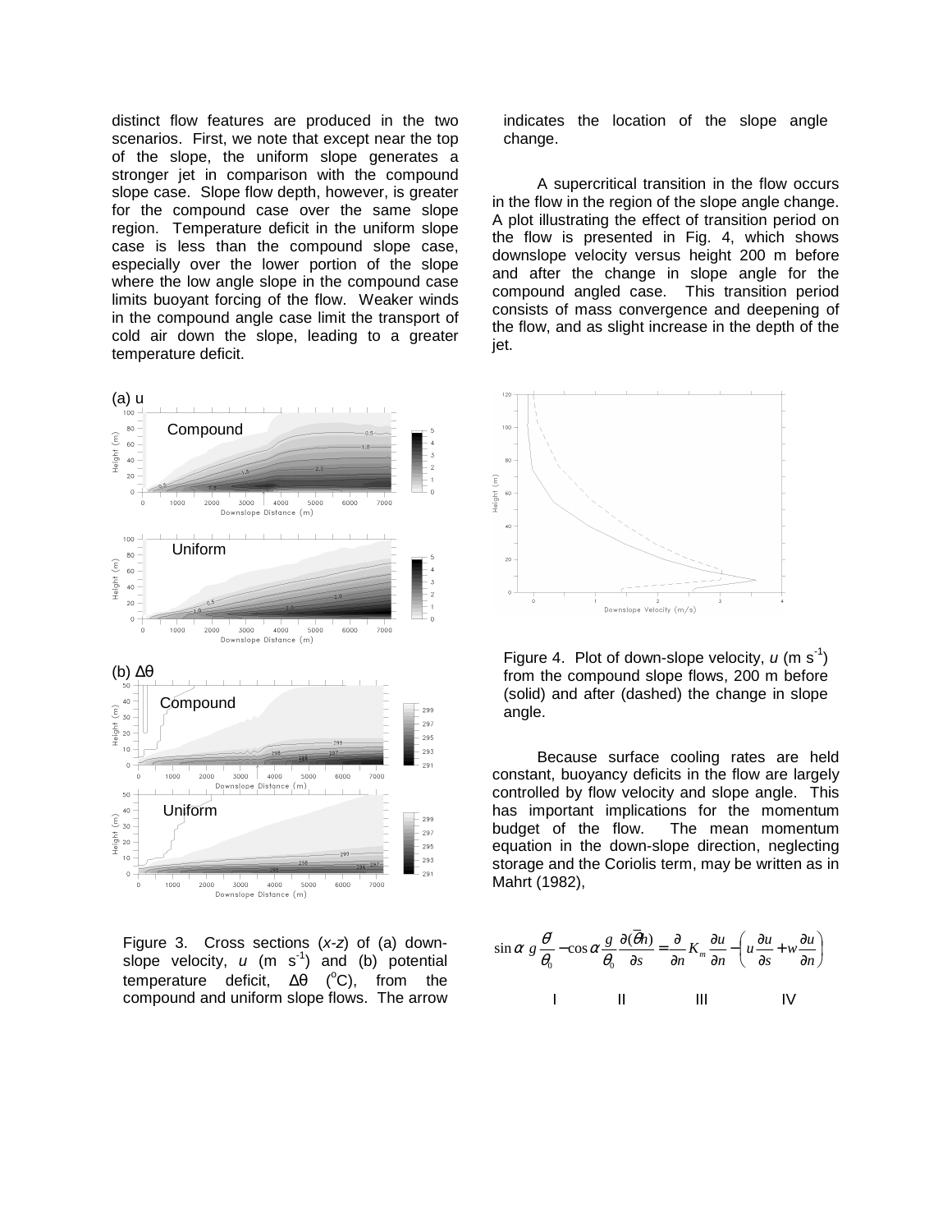distinct flow features are produced in the two scenarios. First, we note that except near the top of the slope, the uniform slope generates a stronger jet in comparison with the compound slope case. Slope flow depth, however, is greater for the compound case over the same slope region. Temperature deficit in the uniform slope case is less than the compound slope case, especially over the lower portion of the slope where the low angle slope in the compound case limits buoyant forcing of the flow. Weaker winds in the compound angle case limit the transport of cold air down the slope, leading to a greater temperature deficit.

Figure 3. Cross sections (*x*-*z*) of (a) down-slope velocity, $u$ (m s$^{-1}$) and (b) potential temperature deficit, $\Delta\theta$ ($^{o}$C), from the compound and uniform slope flows. The arrow indicates the location of the slope angle change.

A supercritical transition in the flow occurs in the flow in the region of the slope angle change. A plot illustrating the effect of transition period on the flow is presented in Fig. 4, which shows downslope velocity versus height 200 m before and after the change in slope angle for the compound angled case. This transition period consists of mass convergence and deepening of the flow, and as slight increase in the depth of the jet.

Figure 4. Plot of down-slope velocity, $u$ (m s$^{-1}$) from the compound slope flows, 200 m before (solid) and after (dashed) the change in slope angle.

Because surface cooling rates are held constant, buoyancy deficits in the flow are largely controlled by flow velocity and slope angle. This has important implications for the momentum budget of the flow. The mean momentum equation in the down-slope direction, neglecting storage and the Coriolis term, may be written as in Mahrt (1982),

$$\sin\alpha \; g\frac{\theta'}{\theta_0} - \cos\alpha\frac{g}{\theta_0}\frac{\partial(\overline{\theta}h)}{\partial s} = \frac{\partial}{\partial n}K_m\frac{\partial u}{\partial n} - \left(u\frac{\partial u}{\partial s} + w\frac{\partial u}{\partial n}\right)$$

I II III IV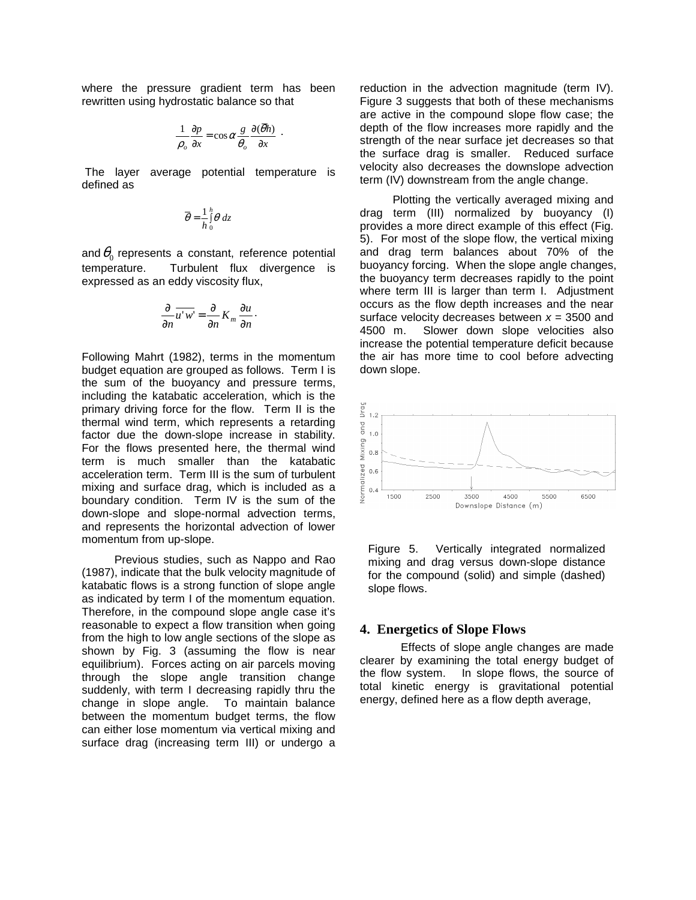where the pressure gradient term has been rewritten using hydrostatic balance so that

$$\frac{1}{\rho_o}\frac{\partial p}{\partial x} = \cos\alpha \frac{g}{\theta_o}\frac{\partial(\overline{\theta}h)}{\partial x} \cdot$$

The layer average potential temperature is defined as

$$\overline{\theta} = \frac{1}{h}\int_0^h \theta \, dz$$

and $\theta_0$ represents a constant, reference potential temperature. Turbulent flux divergence is expressed as an eddy viscosity flux,

$$\frac{\partial}{\partial n}\overline{u'w'} = \frac{\partial}{\partial n} K_m \frac{\partial u}{\partial n} \cdot$$

Following Mahrt (1982), terms in the momentum budget equation are grouped as follows. Term I is the sum of the buoyancy and pressure terms, including the katabatic acceleration, which is the primary driving force for the flow. Term II is the thermal wind term, which represents a retarding factor due the down-slope increase in stability. For the flows presented here, the thermal wind term is much smaller than the katabatic acceleration term. Term III is the sum of turbulent mixing and surface drag, which is included as a boundary condition. Term IV is the sum of the down-slope and slope-normal advection terms, and represents the horizontal advection of lower momentum from up-slope.

Previous studies, such as Nappo and Rao (1987), indicate that the bulk velocity magnitude of katabatic flows is a strong function of slope angle as indicated by term I of the momentum equation. Therefore, in the compound slope angle case it's reasonable to expect a flow transition when going from the high to low angle sections of the slope as shown by Fig. 3 (assuming the flow is near equilibrium). Forces acting on air parcels moving through the slope angle transition change suddenly, with term I decreasing rapidly thru the change in slope angle. To maintain balance between the momentum budget terms, the flow can either lose momentum via vertical mixing and surface drag (increasing term III) or undergo a reduction in the advection magnitude (term IV). Figure 3 suggests that both of these mechanisms are active in the compound slope flow case; the depth of the flow increases more rapidly and the strength of the near surface jet decreases so that the surface drag is smaller. Reduced surface velocity also decreases the downslope advection term (IV) downstream from the angle change.

Plotting the vertically averaged mixing and drag term (III) normalized by buoyancy (I) provides a more direct example of this effect (Fig. 5). For most of the slope flow, the vertical mixing and drag term balances about 70% of the buoyancy forcing. When the slope angle changes, the buoyancy term decreases rapidly to the point where term III is larger than term I. Adjustment occurs as the flow depth increases and the near surface velocity decreases between $x$ = 3500 and 4500 m. Slower down slope velocities also increase the potential temperature deficit because the air has more time to cool before advecting down slope.

Figure 5. Vertically integrated normalized mixing and drag versus down-slope distance for the compound (solid) and simple (dashed) slope flows.

## 4. Energetics of Slope Flows

Effects of slope angle changes are made clearer by examining the total energy budget of the flow system. In slope flows, the source of total kinetic energy is gravitational potential energy, defined here as a flow depth average,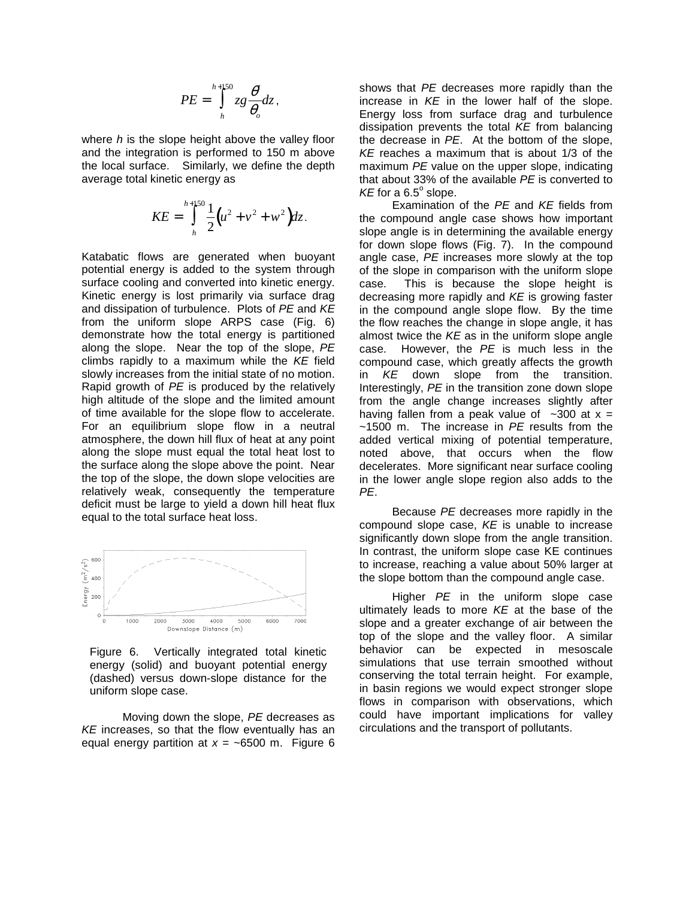$$PE = \int_{h}^{h+150} zg\frac{\theta}{\theta_o}dz,$$

where $h$ is the slope height above the valley floor and the integration is performed to 150 m above the local surface. Similarly, we define the depth average total kinetic energy as

$$KE = \int_{h}^{h+150} \frac{1}{2}\left(u^2 + v^2 + w^2\right)dz.$$

Katabatic flows are generated when buoyant potential energy is added to the system through surface cooling and converted into kinetic energy. Kinetic energy is lost primarily via surface drag and dissipation of turbulence. Plots of *PE* and *KE* from the uniform slope ARPS case (Fig. 6) demonstrate how the total energy is partitioned along the slope. Near the top of the slope, *PE* climbs rapidly to a maximum while the *KE* field slowly increases from the initial state of no motion. Rapid growth of *PE* is produced by the relatively high altitude of the slope and the limited amount of time available for the slope flow to accelerate. For an equilibrium slope flow in a neutral atmosphere, the down hill flux of heat at any point along the slope must equal the total heat lost to the surface along the slope above the point. Near the top of the slope, the down slope velocities are relatively weak, consequently the temperature deficit must be large to yield a down hill heat flux equal to the total surface heat loss.

Figure 6. Vertically integrated total kinetic energy (solid) and buoyant potential energy (dashed) versus down-slope distance for the uniform slope case.

Moving down the slope, *PE* decreases as *KE* increases, so that the flow eventually has an equal energy partition at $x$ = ~6500 m. Figure 6 shows that *PE* decreases more rapidly than the increase in *KE* in the lower half of the slope. Energy loss from surface drag and turbulence dissipation prevents the total *KE* from balancing the decrease in *PE*. At the bottom of the slope, *KE* reaches a maximum that is about 1/3 of the maximum *PE* value on the upper slope, indicating that about 33% of the available *PE* is converted to *KE* for a 6.5$^o$ slope.

Examination of the *PE* and *KE* fields from the compound angle case shows how important slope angle is in determining the available energy for down slope flows (Fig. 7). In the compound angle case, *PE* increases more slowly at the top of the slope in comparison with the uniform slope case. This is because the slope height is decreasing more rapidly and *KE* is growing faster in the compound angle slope flow. By the time the flow reaches the change in slope angle, it has almost twice the *KE* as in the uniform slope angle case. However, the *PE* is much less in the compound case, which greatly affects the growth in *KE* down slope from the transition. Interestingly, *PE* in the transition zone down slope from the angle change increases slightly after having fallen from a peak value of ~300 at x = ~1500 m. The increase in *PE* results from the added vertical mixing of potential temperature, noted above, that occurs when the flow decelerates. More significant near surface cooling in the lower angle slope region also adds to the *PE*.

Because *PE* decreases more rapidly in the compound slope case, *KE* is unable to increase significantly down slope from the angle transition. In contrast, the uniform slope case KE continues to increase, reaching a value about 50% larger at the slope bottom than the compound angle case.

Higher *PE* in the uniform slope case ultimately leads to more *KE* at the base of the slope and a greater exchange of air between the top of the slope and the valley floor. A similar behavior can be expected in mesoscale simulations that use terrain smoothed without conserving the total terrain height. For example, in basin regions we would expect stronger slope flows in comparison with observations, which could have important implications for valley circulations and the transport of pollutants.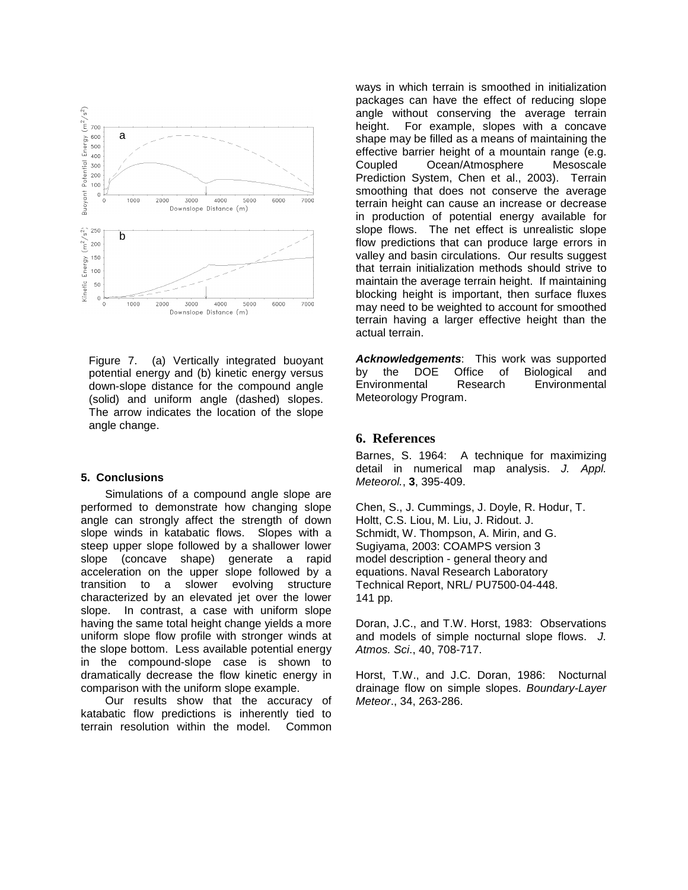Figure 7. (a) Vertically integrated buoyant potential energy and (b) kinetic energy versus down-slope distance for the compound angle (solid) and uniform angle (dashed) slopes. The arrow indicates the location of the slope angle change.

### 5. Conclusions

Simulations of a compound angle slope are performed to demonstrate how changing slope angle can strongly affect the strength of down slope winds in katabatic flows. Slopes with a steep upper slope followed by a shallower lower slope (concave shape) generate a rapid acceleration on the upper slope followed by a transition to a slower evolving structure characterized by an elevated jet over the lower slope. In contrast, a case with uniform slope having the same total height change yields a more uniform slope flow profile with stronger winds at the slope bottom. Less available potential energy in the compound-slope case is shown to dramatically decrease the flow kinetic energy in comparison with the uniform slope example.

Our results show that the accuracy of katabatic flow predictions is inherently tied to terrain resolution within the model. Common ways in which terrain is smoothed in initialization packages can have the effect of reducing slope angle without conserving the average terrain height. For example, slopes with a concave shape may be filled as a means of maintaining the effective barrier height of a mountain range (e.g. Coupled Ocean/Atmosphere Mesoscale Prediction System, Chen et al., 2003). Terrain smoothing that does not conserve the average terrain height can cause an increase or decrease in production of potential energy available for slope flows. The net effect is unrealistic slope flow predictions that can produce large errors in valley and basin circulations. Our results suggest that terrain initialization methods should strive to maintain the average terrain height. If maintaining blocking height is important, then surface fluxes may need to be weighted to account for smoothed terrain having a larger effective height than the actual terrain.

***Acknowledgements***: This work was supported by the DOE Office of Biological and Environmental Research Environmental Meteorology Program.

## 6. References

Barnes, S. 1964: A technique for maximizing detail in numerical map analysis. *J. Appl. Meteorol.*, **3**, 395-409.

Chen, S., J. Cummings, J. Doyle, R. Hodur, T. Holtt, C.S. Liou, M. Liu, J. Ridout. J. Schmidt, W. Thompson, A. Mirin, and G. Sugiyama, 2003: COAMPS version 3 model description - general theory and equations. Naval Research Laboratory Technical Report, NRL/ PU7500-04-448. 141 pp.

Doran, J.C., and T.W. Horst, 1983: Observations and models of simple nocturnal slope flows. *J. Atmos. Sci*., 40, 708-717.

Horst, T.W., and J.C. Doran, 1986: Nocturnal drainage flow on simple slopes. *Boundary-Layer Meteor*., 34, 263-286.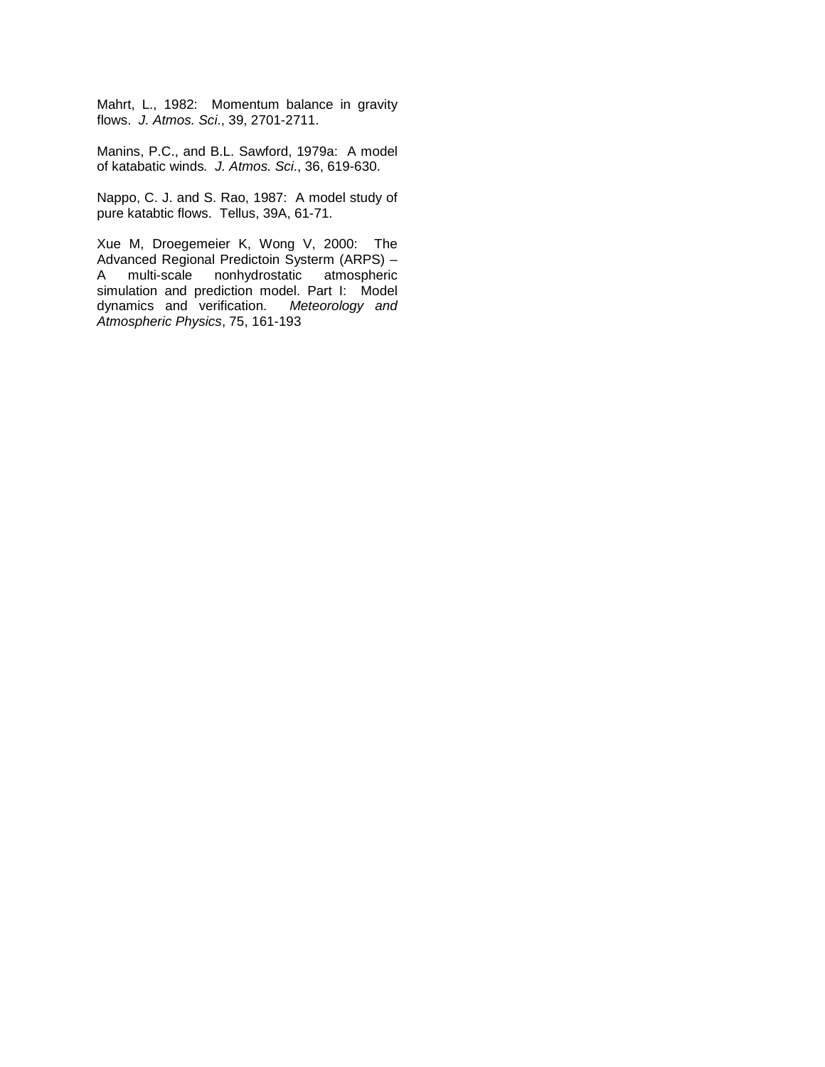Mahrt, L., 1982: Momentum balance in gravity flows. *J. Atmos. Sci*., 39, 2701-2711.

Manins, P.C., and B.L. Sawford, 1979a: A model of katabatic winds*. J. Atmos. Sci*., 36, 619-630.

Nappo, C. J. and S. Rao, 1987: A model study of pure katabtic flows. Tellus, 39A, 61-71.

Xue M, Droegemeier K, Wong V, 2000: The Advanced Regional Predictoin Systerm (ARPS) – A multi-scale nonhydrostatic atmospheric simulation and prediction model. Part I: Model dynamics and verification. *Meteorology and Atmospheric Physics*, 75, 161-193